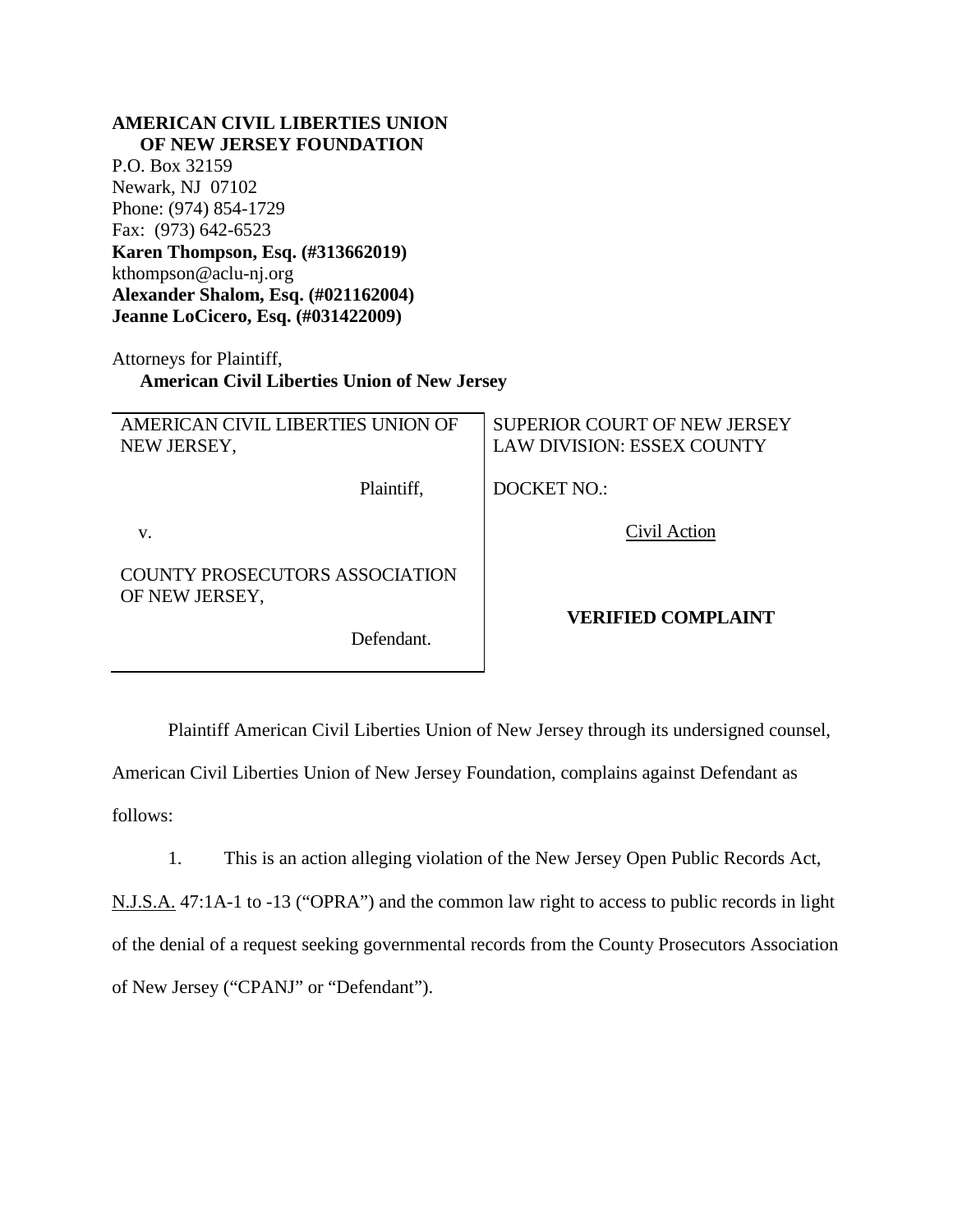**AMERICAN CIVIL LIBERTIES UNION OF NEW JERSEY FOUNDATION**
P.O. Box 32159
Newark, NJ 07102
Phone: (974) 854-1729
Fax: (973) 642-6523
**Karen Thompson, Esq. (#313662019)**
kthompson@aclu-nj.org
**Alexander Shalom, Esq. (#021162004)**
**Jeanne LoCicero, Esq. (#031422009)**

Attorneys for Plaintiff,
**American Civil Liberties Union of New Jersey**

| | |
|---|---|
| AMERICAN CIVIL LIBERTIES UNION OF NEW JERSEY,<br><br>Plaintiff,<br><br>v.<br><br>COUNTY PROSECUTORS ASSOCIATION OF NEW JERSEY,<br><br>Defendant. | SUPERIOR COURT OF NEW JERSEY<br>LAW DIVISION: ESSEX COUNTY<br><br>DOCKET NO.:<br><br>Civil Action<br><br>**VERIFIED COMPLAINT** |

Plaintiff American Civil Liberties Union of New Jersey through its undersigned counsel, American Civil Liberties Union of New Jersey Foundation, complains against Defendant as follows:

1. This is an action alleging violation of the New Jersey Open Public Records Act, N.J.S.A. 47:1A-1 to -13 ("OPRA") and the common law right to access to public records in light of the denial of a request seeking governmental records from the County Prosecutors Association of New Jersey ("CPANJ" or "Defendant").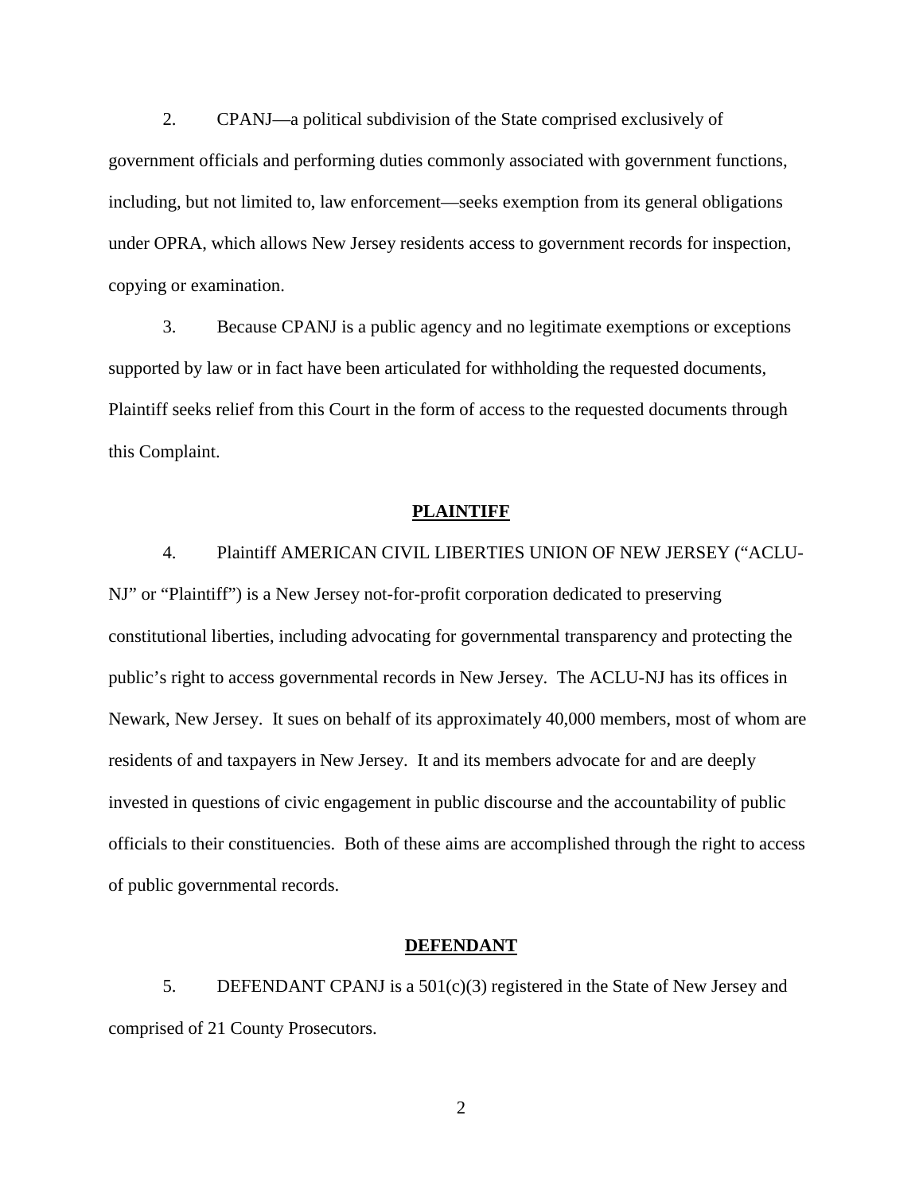2. CPANJ—a political subdivision of the State comprised exclusively of government officials and performing duties commonly associated with government functions, including, but not limited to, law enforcement—seeks exemption from its general obligations under OPRA, which allows New Jersey residents access to government records for inspection, copying or examination.

3. Because CPANJ is a public agency and no legitimate exemptions or exceptions supported by law or in fact have been articulated for withholding the requested documents, Plaintiff seeks relief from this Court in the form of access to the requested documents through this Complaint.

## PLAINTIFF

4. Plaintiff AMERICAN CIVIL LIBERTIES UNION OF NEW JERSEY ("ACLU-NJ" or "Plaintiff") is a New Jersey not-for-profit corporation dedicated to preserving constitutional liberties, including advocating for governmental transparency and protecting the public's right to access governmental records in New Jersey. The ACLU-NJ has its offices in Newark, New Jersey. It sues on behalf of its approximately 40,000 members, most of whom are residents of and taxpayers in New Jersey. It and its members advocate for and are deeply invested in questions of civic engagement in public discourse and the accountability of public officials to their constituencies. Both of these aims are accomplished through the right to access of public governmental records.

## DEFENDANT

5. DEFENDANT CPANJ is a 501(c)(3) registered in the State of New Jersey and comprised of 21 County Prosecutors.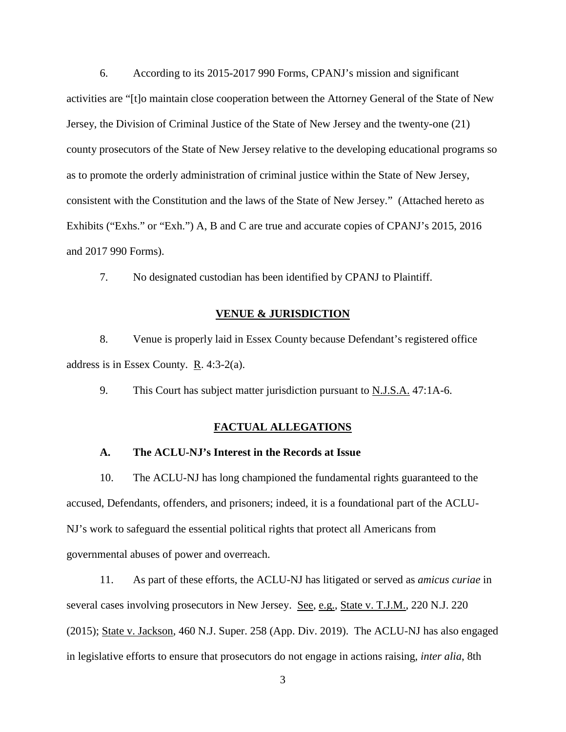6. According to its 2015-2017 990 Forms, CPANJ's mission and significant activities are "[t]o maintain close cooperation between the Attorney General of the State of New Jersey, the Division of Criminal Justice of the State of New Jersey and the twenty-one (21) county prosecutors of the State of New Jersey relative to the developing educational programs so as to promote the orderly administration of criminal justice within the State of New Jersey, consistent with the Constitution and the laws of the State of New Jersey." (Attached hereto as Exhibits ("Exhs." or "Exh.") A, B and C are true and accurate copies of CPANJ's 2015, 2016 and 2017 990 Forms).

7. No designated custodian has been identified by CPANJ to Plaintiff.

## VENUE & JURISDICTION

8. Venue is properly laid in Essex County because Defendant's registered office address is in Essex County. R. 4:3-2(a).

9. This Court has subject matter jurisdiction pursuant to N.J.S.A. 47:1A-6.

## FACTUAL ALLEGATIONS

### A. The ACLU-NJ's Interest in the Records at Issue

10. The ACLU-NJ has long championed the fundamental rights guaranteed to the accused, Defendants, offenders, and prisoners; indeed, it is a foundational part of the ACLU-NJ's work to safeguard the essential political rights that protect all Americans from governmental abuses of power and overreach.

11. As part of these efforts, the ACLU-NJ has litigated or served as *amicus curiae* in several cases involving prosecutors in New Jersey. See, e.g., State v. T.J.M., 220 N.J. 220 (2015); State v. Jackson, 460 N.J. Super. 258 (App. Div. 2019). The ACLU-NJ has also engaged in legislative efforts to ensure that prosecutors do not engage in actions raising, *inter alia*, 8th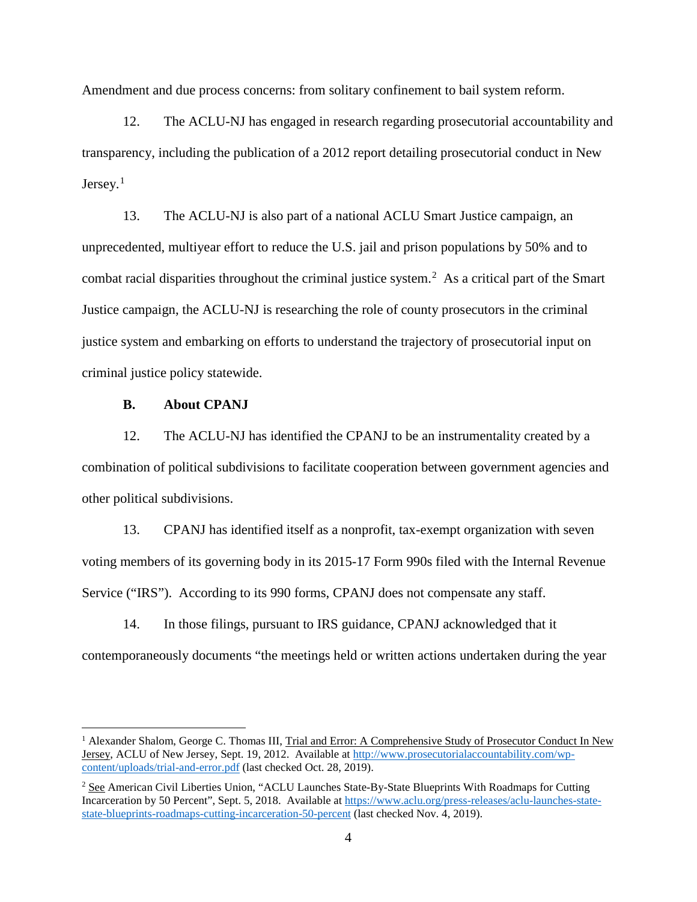Amendment and due process concerns: from solitary confinement to bail system reform.

12. The ACLU-NJ has engaged in research regarding prosecutorial accountability and transparency, including the publication of a 2012 report detailing prosecutorial conduct in New Jersey.[1]

13. The ACLU-NJ is also part of a national ACLU Smart Justice campaign, an unprecedented, multiyear effort to reduce the U.S. jail and prison populations by 50% and to combat racial disparities throughout the criminal justice system.[2] As a critical part of the Smart Justice campaign, the ACLU-NJ is researching the role of county prosecutors in the criminal justice system and embarking on efforts to understand the trajectory of prosecutorial input on criminal justice policy statewide.

**B. About CPANJ**

12. The ACLU-NJ has identified the CPANJ to be an instrumentality created by a combination of political subdivisions to facilitate cooperation between government agencies and other political subdivisions.

13. CPANJ has identified itself as a nonprofit, tax-exempt organization with seven voting members of its governing body in its 2015-17 Form 990s filed with the Internal Revenue Service ("IRS"). According to its 990 forms, CPANJ does not compensate any staff.

14. In those filings, pursuant to IRS guidance, CPANJ acknowledged that it contemporaneously documents "the meetings held or written actions undertaken during the year

---

[1] Alexander Shalom, George C. Thomas III, Trial and Error: A Comprehensive Study of Prosecutor Conduct In New Jersey, ACLU of New Jersey, Sept. 19, 2012. Available at http://www.prosecutorialaccountability.com/wp-content/uploads/trial-and-error.pdf (last checked Oct. 28, 2019).

[2] See American Civil Liberties Union, "ACLU Launches State-By-State Blueprints With Roadmaps for Cutting Incarceration by 50 Percent", Sept. 5, 2018. Available at https://www.aclu.org/press-releases/aclu-launches-state-state-blueprints-roadmaps-cutting-incarceration-50-percent (last checked Nov. 4, 2019).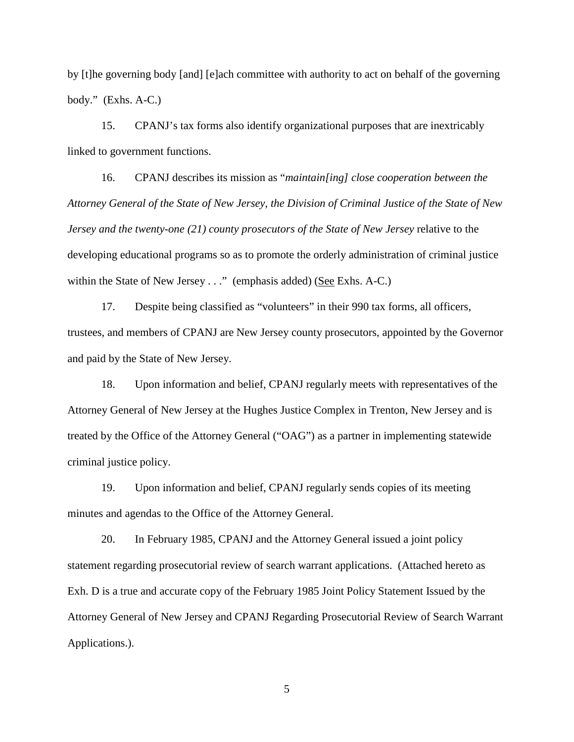by [t]he governing body [and] [e]ach committee with authority to act on behalf of the governing body." (Exhs. A-C.)

15. CPANJ's tax forms also identify organizational purposes that are inextricably linked to government functions.

16. CPANJ describes its mission as "*maintain[ing] close cooperation between the Attorney General of the State of New Jersey, the Division of Criminal Justice of the State of New Jersey and the twenty-one (21) county prosecutors of the State of New Jersey* relative to the developing educational programs so as to promote the orderly administration of criminal justice within the State of New Jersey . . ." (emphasis added) (See Exhs. A-C.)

17. Despite being classified as "volunteers" in their 990 tax forms, all officers, trustees, and members of CPANJ are New Jersey county prosecutors, appointed by the Governor and paid by the State of New Jersey.

18. Upon information and belief, CPANJ regularly meets with representatives of the Attorney General of New Jersey at the Hughes Justice Complex in Trenton, New Jersey and is treated by the Office of the Attorney General ("OAG") as a partner in implementing statewide criminal justice policy.

19. Upon information and belief, CPANJ regularly sends copies of its meeting minutes and agendas to the Office of the Attorney General.

20. In February 1985, CPANJ and the Attorney General issued a joint policy statement regarding prosecutorial review of search warrant applications. (Attached hereto as Exh. D is a true and accurate copy of the February 1985 Joint Policy Statement Issued by the Attorney General of New Jersey and CPANJ Regarding Prosecutorial Review of Search Warrant Applications.).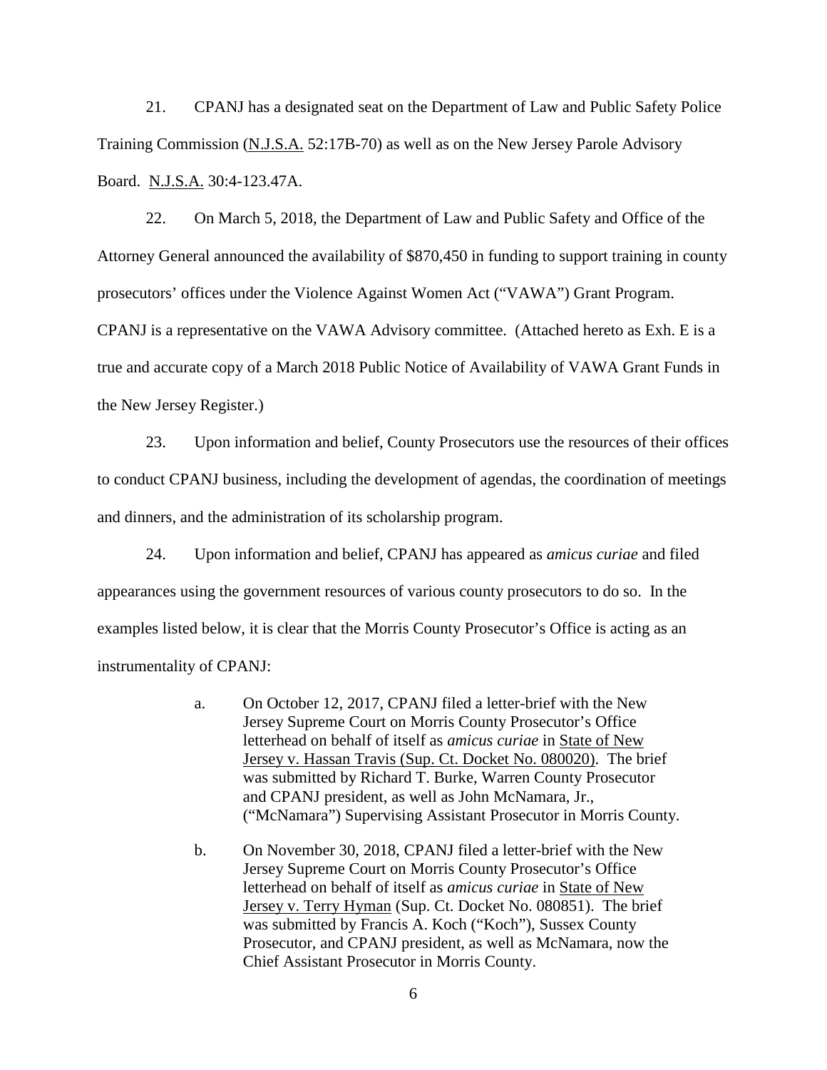21. CPANJ has a designated seat on the Department of Law and Public Safety Police Training Commission (N.J.S.A. 52:17B-70) as well as on the New Jersey Parole Advisory Board. N.J.S.A. 30:4-123.47A.

22. On March 5, 2018, the Department of Law and Public Safety and Office of the Attorney General announced the availability of $870,450 in funding to support training in county prosecutors' offices under the Violence Against Women Act ("VAWA") Grant Program. CPANJ is a representative on the VAWA Advisory committee. (Attached hereto as Exh. E is a true and accurate copy of a March 2018 Public Notice of Availability of VAWA Grant Funds in the New Jersey Register.)

23. Upon information and belief, County Prosecutors use the resources of their offices to conduct CPANJ business, including the development of agendas, the coordination of meetings and dinners, and the administration of its scholarship program.

24. Upon information and belief, CPANJ has appeared as *amicus curiae* and filed appearances using the government resources of various county prosecutors to do so. In the examples listed below, it is clear that the Morris County Prosecutor's Office is acting as an instrumentality of CPANJ:

> a. On October 12, 2017, CPANJ filed a letter-brief with the New Jersey Supreme Court on Morris County Prosecutor's Office letterhead on behalf of itself as *amicus curiae* in State of New Jersey v. Hassan Travis (Sup. Ct. Docket No. 080020). The brief was submitted by Richard T. Burke, Warren County Prosecutor and CPANJ president, as well as John McNamara, Jr., ("McNamara") Supervising Assistant Prosecutor in Morris County.
>
> b. On November 30, 2018, CPANJ filed a letter-brief with the New Jersey Supreme Court on Morris County Prosecutor's Office letterhead on behalf of itself as *amicus curiae* in State of New Jersey v. Terry Hyman (Sup. Ct. Docket No. 080851). The brief was submitted by Francis A. Koch ("Koch"), Sussex County Prosecutor, and CPANJ president, as well as McNamara, now the Chief Assistant Prosecutor in Morris County.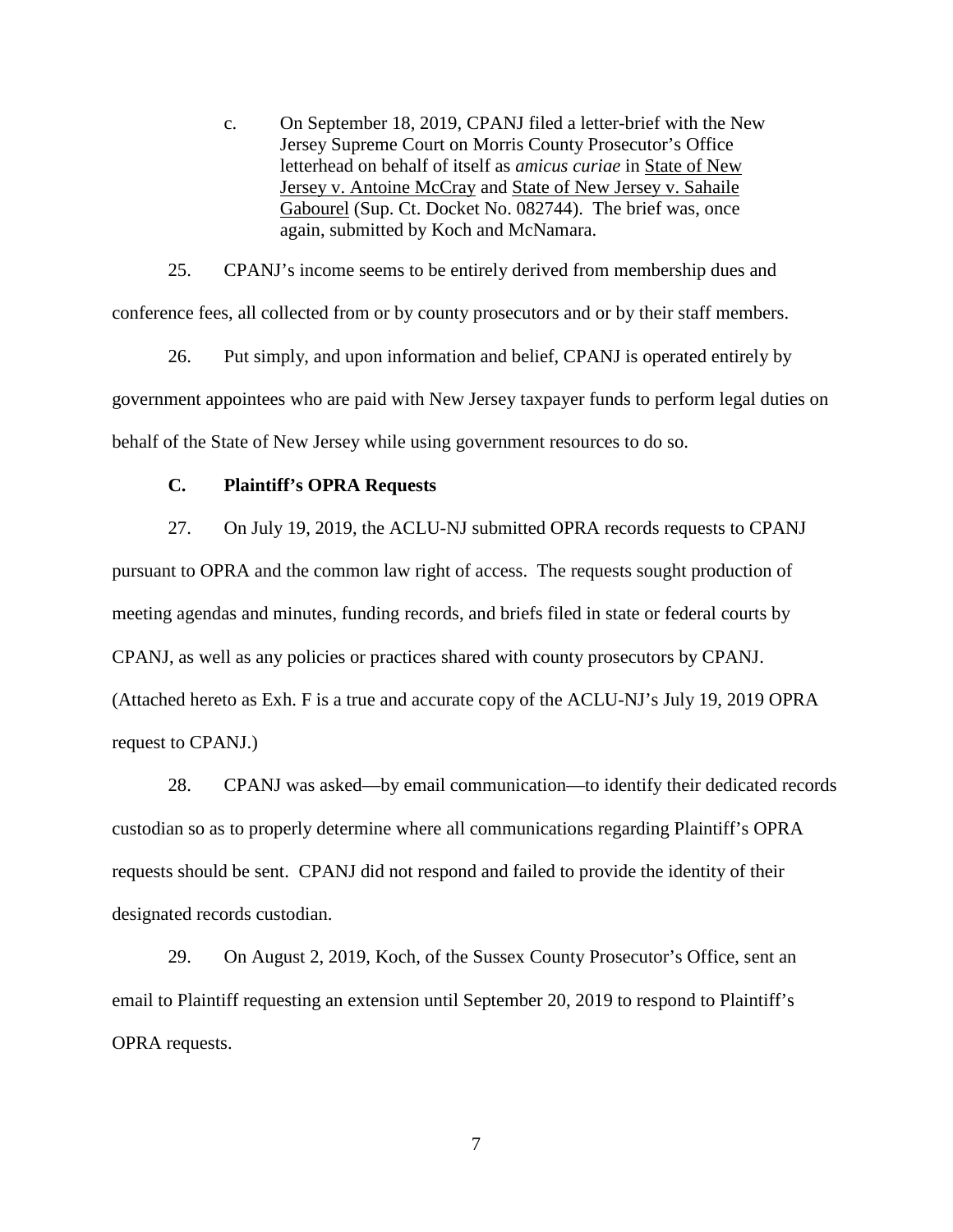c. On September 18, 2019, CPANJ filed a letter-brief with the New Jersey Supreme Court on Morris County Prosecutor's Office letterhead on behalf of itself as *amicus curiae* in State of New Jersey v. Antoine McCray and State of New Jersey v. Sahaile Gabourel (Sup. Ct. Docket No. 082744). The brief was, once again, submitted by Koch and McNamara.

25. CPANJ's income seems to be entirely derived from membership dues and conference fees, all collected from or by county prosecutors and or by their staff members.

26. Put simply, and upon information and belief, CPANJ is operated entirely by government appointees who are paid with New Jersey taxpayer funds to perform legal duties on behalf of the State of New Jersey while using government resources to do so.

**C. Plaintiff's OPRA Requests**

27. On July 19, 2019, the ACLU-NJ submitted OPRA records requests to CPANJ pursuant to OPRA and the common law right of access. The requests sought production of meeting agendas and minutes, funding records, and briefs filed in state or federal courts by CPANJ, as well as any policies or practices shared with county prosecutors by CPANJ. (Attached hereto as Exh. F is a true and accurate copy of the ACLU-NJ's July 19, 2019 OPRA request to CPANJ.)

28. CPANJ was asked—by email communication—to identify their dedicated records custodian so as to properly determine where all communications regarding Plaintiff's OPRA requests should be sent. CPANJ did not respond and failed to provide the identity of their designated records custodian.

29. On August 2, 2019, Koch, of the Sussex County Prosecutor's Office, sent an email to Plaintiff requesting an extension until September 20, 2019 to respond to Plaintiff's OPRA requests.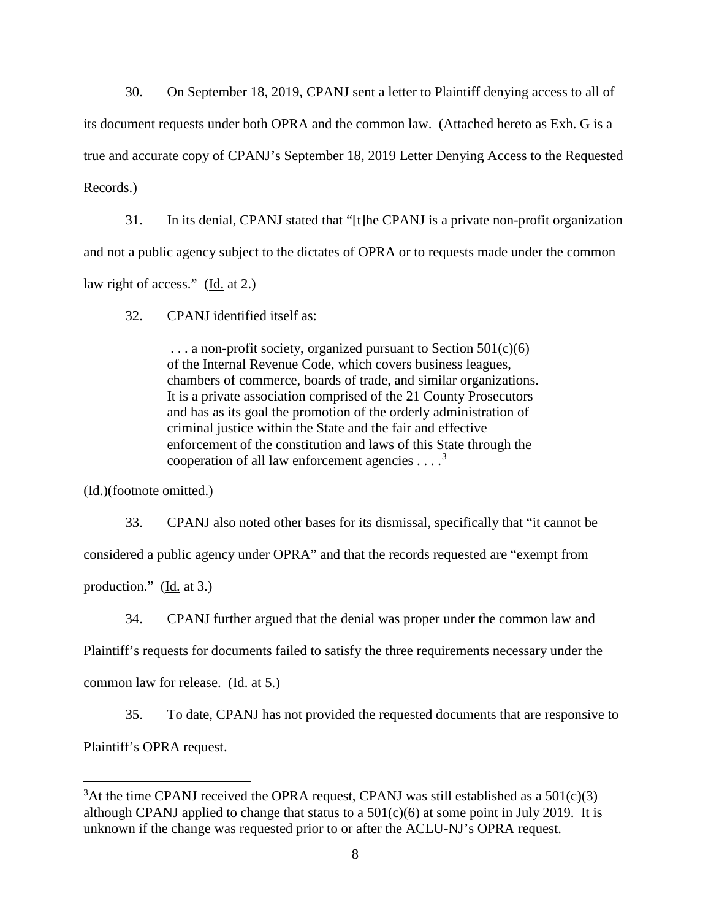30. On September 18, 2019, CPANJ sent a letter to Plaintiff denying access to all of its document requests under both OPRA and the common law. (Attached hereto as Exh. G is a true and accurate copy of CPANJ's September 18, 2019 Letter Denying Access to the Requested Records.)

31. In its denial, CPANJ stated that "[t]he CPANJ is a private non-profit organization and not a public agency subject to the dictates of OPRA or to requests made under the common law right of access." (Id. at 2.)

32. CPANJ identified itself as:

> . . . a non-profit society, organized pursuant to Section 501(c)(6) of the Internal Revenue Code, which covers business leagues, chambers of commerce, boards of trade, and similar organizations. It is a private association comprised of the 21 County Prosecutors and has as its goal the promotion of the orderly administration of criminal justice within the State and the fair and effective enforcement of the constitution and laws of this State through the cooperation of all law enforcement agencies . . . .[3]

(Id.)(footnote omitted.)

33. CPANJ also noted other bases for its dismissal, specifically that "it cannot be considered a public agency under OPRA" and that the records requested are "exempt from production." (Id. at 3.)

34. CPANJ further argued that the denial was proper under the common law and Plaintiff's requests for documents failed to satisfy the three requirements necessary under the common law for release. (Id. at 5.)

35. To date, CPANJ has not provided the requested documents that are responsive to Plaintiff's OPRA request.

---

[3] At the time CPANJ received the OPRA request, CPANJ was still established as a 501(c)(3) although CPANJ applied to change that status to a 501(c)(6) at some point in July 2019. It is unknown if the change was requested prior to or after the ACLU-NJ's OPRA request.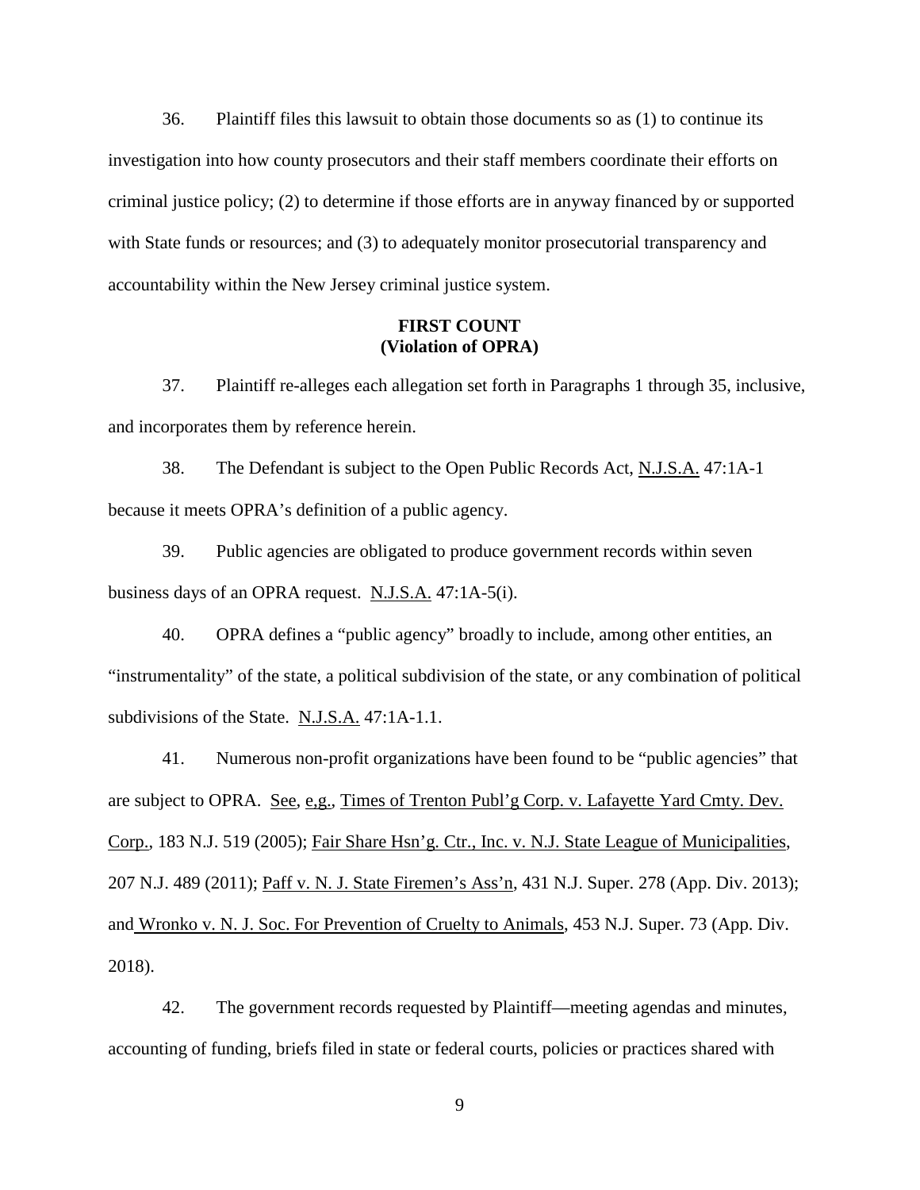36. Plaintiff files this lawsuit to obtain those documents so as (1) to continue its investigation into how county prosecutors and their staff members coordinate their efforts on criminal justice policy; (2) to determine if those efforts are in anyway financed by or supported with State funds or resources; and (3) to adequately monitor prosecutorial transparency and accountability within the New Jersey criminal justice system.

**FIRST COUNT**
**(Violation of OPRA)**

37. Plaintiff re-alleges each allegation set forth in Paragraphs 1 through 35, inclusive, and incorporates them by reference herein.

38. The Defendant is subject to the Open Public Records Act, N.J.S.A. 47:1A-1 because it meets OPRA's definition of a public agency.

39. Public agencies are obligated to produce government records within seven business days of an OPRA request. N.J.S.A. 47:1A-5(i).

40. OPRA defines a "public agency" broadly to include, among other entities, an "instrumentality" of the state, a political subdivision of the state, or any combination of political subdivisions of the State. N.J.S.A. 47:1A-1.1.

41. Numerous non-profit organizations have been found to be "public agencies" that are subject to OPRA. See, e,g., Times of Trenton Publ'g Corp. v. Lafayette Yard Cmty. Dev. Corp., 183 N.J. 519 (2005); Fair Share Hsn'g. Ctr., Inc. v. N.J. State League of Municipalities, 207 N.J. 489 (2011); Paff v. N. J. State Firemen's Ass'n, 431 N.J. Super. 278 (App. Div. 2013); and Wronko v. N. J. Soc. For Prevention of Cruelty to Animals, 453 N.J. Super. 73 (App. Div. 2018).

42. The government records requested by Plaintiff—meeting agendas and minutes, accounting of funding, briefs filed in state or federal courts, policies or practices shared with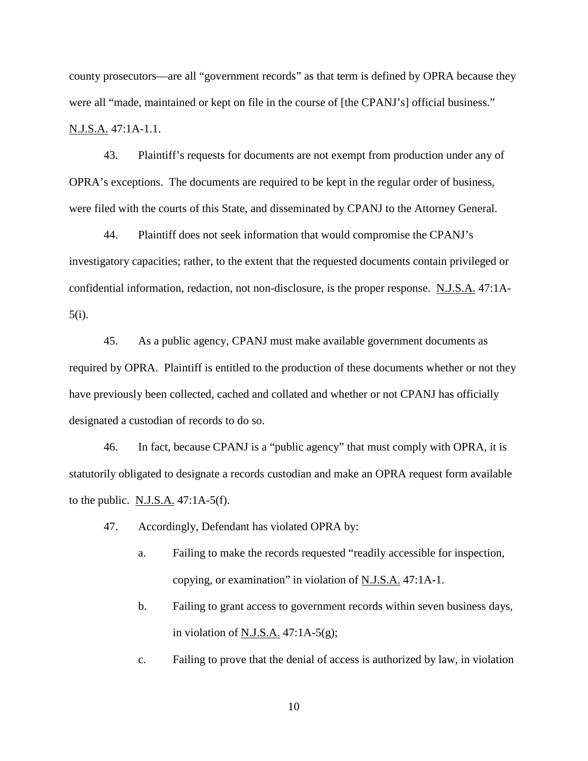county prosecutors—are all "government records" as that term is defined by OPRA because they were all "made, maintained or kept on file in the course of [the CPANJ's] official business." N.J.S.A. 47:1A-1.1.

43. Plaintiff's requests for documents are not exempt from production under any of OPRA's exceptions. The documents are required to be kept in the regular order of business, were filed with the courts of this State, and disseminated by CPANJ to the Attorney General.

44. Plaintiff does not seek information that would compromise the CPANJ's investigatory capacities; rather, to the extent that the requested documents contain privileged or confidential information, redaction, not non-disclosure, is the proper response. N.J.S.A. 47:1A-5(i).

45. As a public agency, CPANJ must make available government documents as required by OPRA. Plaintiff is entitled to the production of these documents whether or not they have previously been collected, cached and collated and whether or not CPANJ has officially designated a custodian of records to do so.

46. In fact, because CPANJ is a "public agency" that must comply with OPRA, it is statutorily obligated to designate a records custodian and make an OPRA request form available to the public. N.J.S.A. 47:1A-5(f).

47. Accordingly, Defendant has violated OPRA by:

a. Failing to make the records requested "readily accessible for inspection, copying, or examination" in violation of N.J.S.A. 47:1A-1.

b. Failing to grant access to government records within seven business days, in violation of N.J.S.A. 47:1A-5(g);

c. Failing to prove that the denial of access is authorized by law, in violation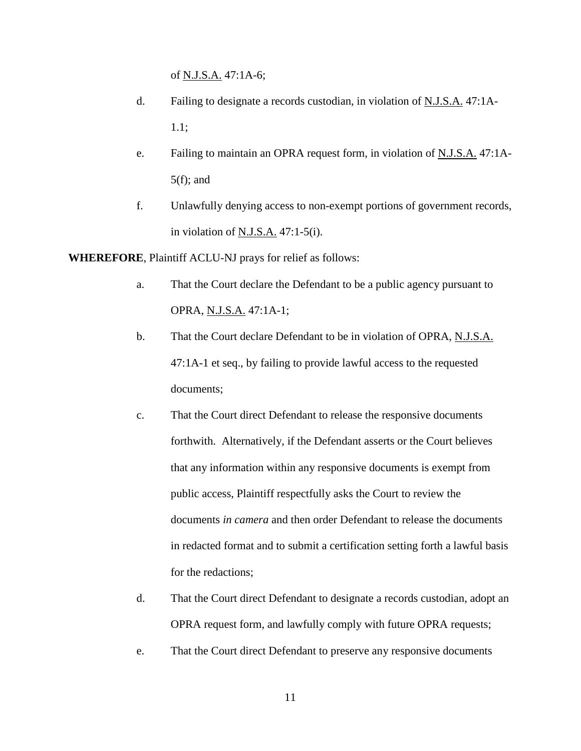of N.J.S.A. 47:1A-6;

d. Failing to designate a records custodian, in violation of N.J.S.A. 47:1A-1.1;

e. Failing to maintain an OPRA request form, in violation of N.J.S.A. 47:1A-5(f); and

f. Unlawfully denying access to non-exempt portions of government records, in violation of N.J.S.A. 47:1-5(i).

**WHEREFORE**, Plaintiff ACLU-NJ prays for relief as follows:

a. That the Court declare the Defendant to be a public agency pursuant to OPRA, N.J.S.A. 47:1A-1;

b. That the Court declare Defendant to be in violation of OPRA, N.J.S.A. 47:1A-1 et seq., by failing to provide lawful access to the requested documents;

c. That the Court direct Defendant to release the responsive documents forthwith. Alternatively, if the Defendant asserts or the Court believes that any information within any responsive documents is exempt from public access, Plaintiff respectfully asks the Court to review the documents *in camera* and then order Defendant to release the documents in redacted format and to submit a certification setting forth a lawful basis for the redactions;

d. That the Court direct Defendant to designate a records custodian, adopt an OPRA request form, and lawfully comply with future OPRA requests;

e. That the Court direct Defendant to preserve any responsive documents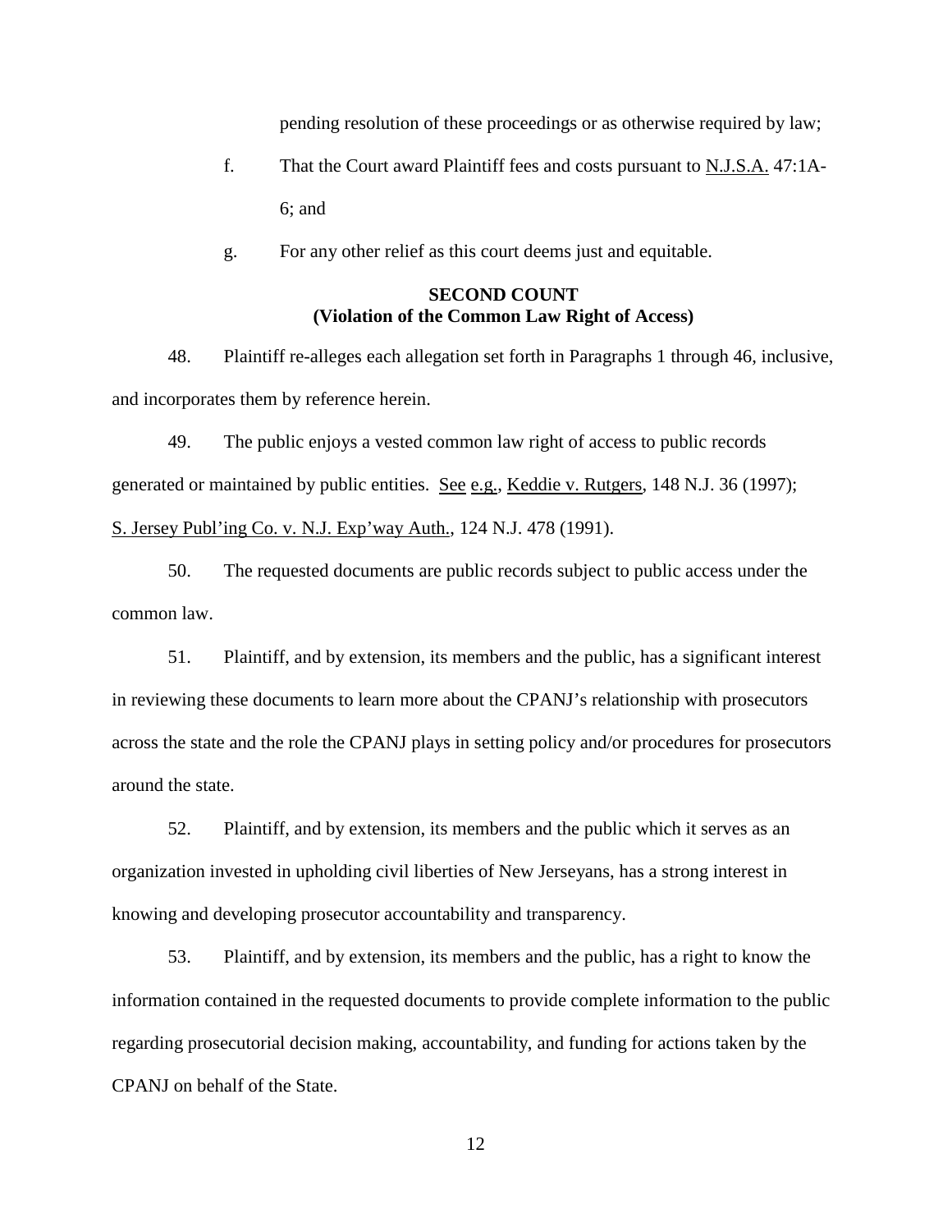pending resolution of these proceedings or as otherwise required by law;

f. That the Court award Plaintiff fees and costs pursuant to N.J.S.A. 47:1A-6; and

g. For any other relief as this court deems just and equitable.

**SECOND COUNT**
**(Violation of the Common Law Right of Access)**

48. Plaintiff re-alleges each allegation set forth in Paragraphs 1 through 46, inclusive, and incorporates them by reference herein.

49. The public enjoys a vested common law right of access to public records generated or maintained by public entities. See e.g., Keddie v. Rutgers, 148 N.J. 36 (1997); S. Jersey Publ'ing Co. v. N.J. Exp'way Auth., 124 N.J. 478 (1991).

50. The requested documents are public records subject to public access under the common law.

51. Plaintiff, and by extension, its members and the public, has a significant interest in reviewing these documents to learn more about the CPANJ's relationship with prosecutors across the state and the role the CPANJ plays in setting policy and/or procedures for prosecutors around the state.

52. Plaintiff, and by extension, its members and the public which it serves as an organization invested in upholding civil liberties of New Jerseyans, has a strong interest in knowing and developing prosecutor accountability and transparency.

53. Plaintiff, and by extension, its members and the public, has a right to know the information contained in the requested documents to provide complete information to the public regarding prosecutorial decision making, accountability, and funding for actions taken by the CPANJ on behalf of the State.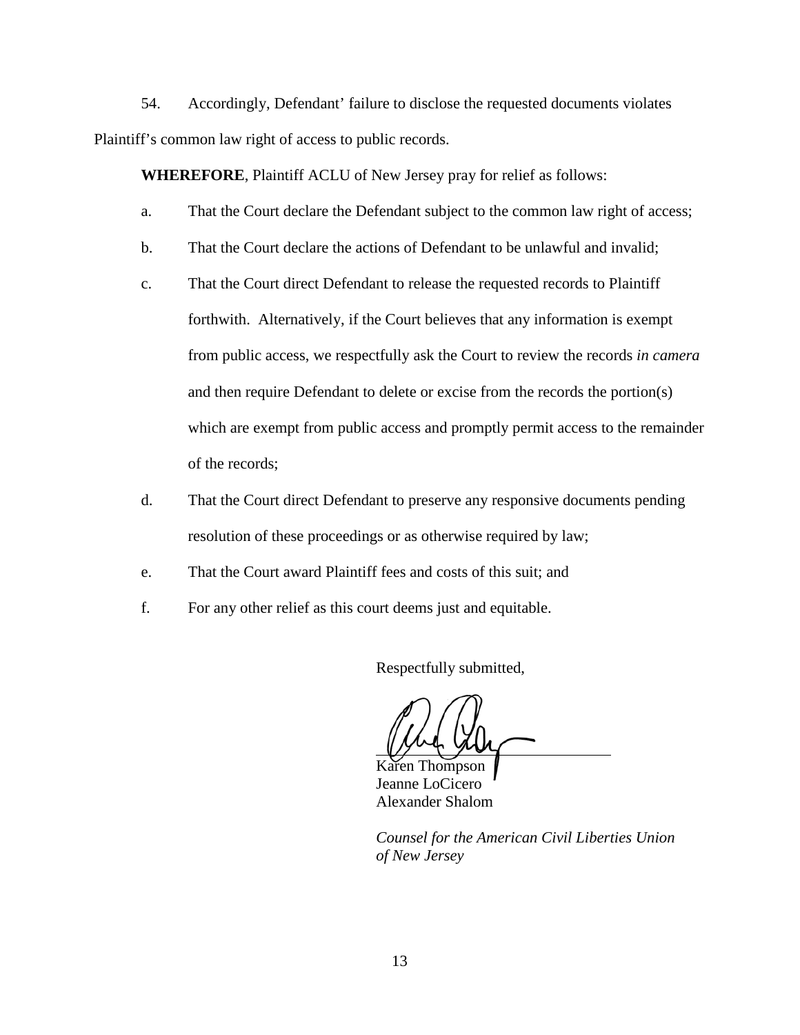54. Accordingly, Defendant' failure to disclose the requested documents violates Plaintiff's common law right of access to public records.

**WHEREFORE**, Plaintiff ACLU of New Jersey pray for relief as follows:

a. That the Court declare the Defendant subject to the common law right of access;

b. That the Court declare the actions of Defendant to be unlawful and invalid;

c. That the Court direct Defendant to release the requested records to Plaintiff forthwith. Alternatively, if the Court believes that any information is exempt from public access, we respectfully ask the Court to review the records *in camera* and then require Defendant to delete or excise from the records the portion(s) which are exempt from public access and promptly permit access to the remainder of the records;

d. That the Court direct Defendant to preserve any responsive documents pending resolution of these proceedings or as otherwise required by law;

e. That the Court award Plaintiff fees and costs of this suit; and

f. For any other relief as this court deems just and equitable.

Respectfully submitted,

Karen Thompson
Jeanne LoCicero
Alexander Shalom

*Counsel for the American Civil Liberties Union of New Jersey*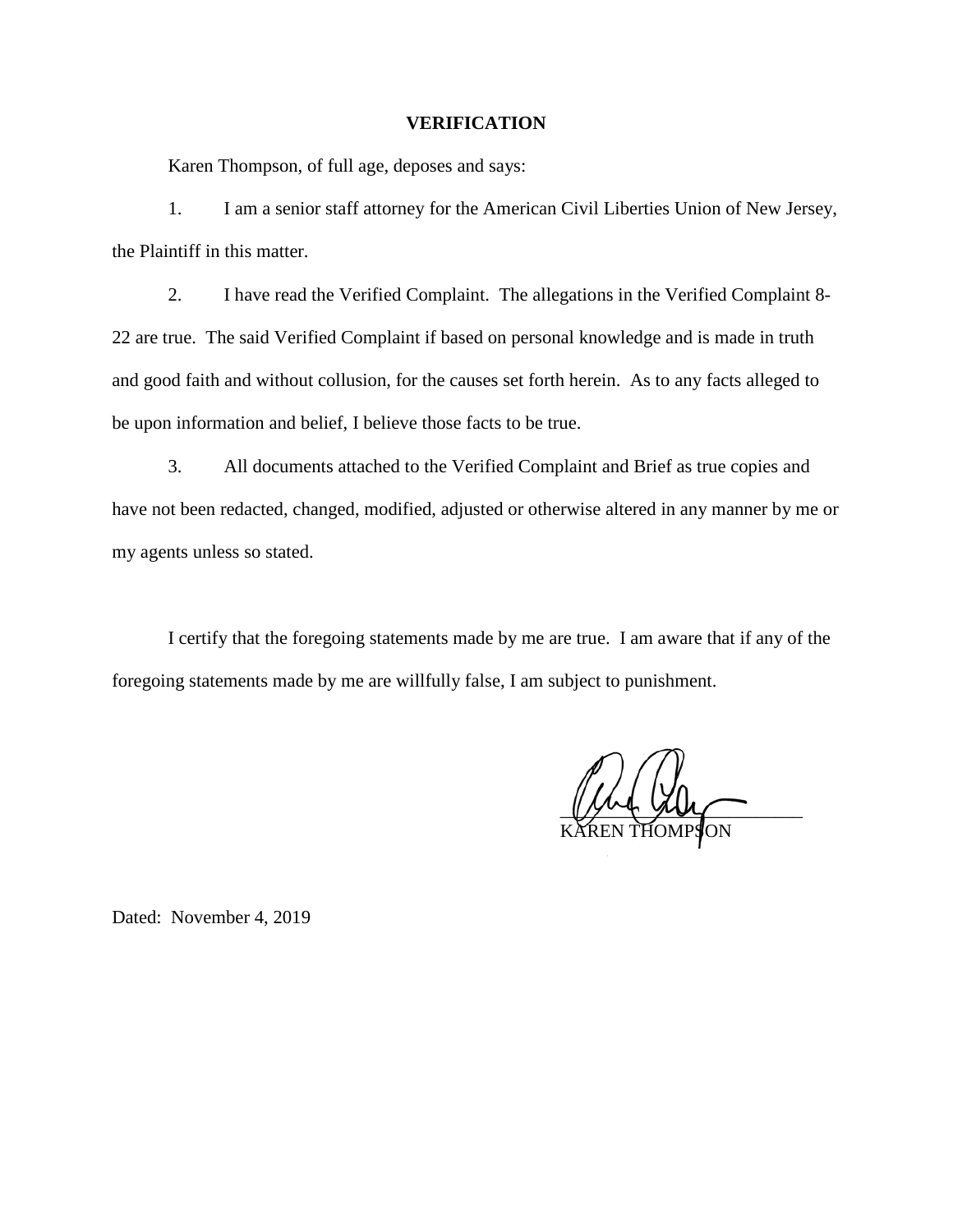**VERIFICATION**

Karen Thompson, of full age, deposes and says:

1. I am a senior staff attorney for the American Civil Liberties Union of New Jersey, the Plaintiff in this matter.

2. I have read the Verified Complaint. The allegations in the Verified Complaint 8-22 are true. The said Verified Complaint if based on personal knowledge and is made in truth and good faith and without collusion, for the causes set forth herein. As to any facts alleged to be upon information and belief, I believe those facts to be true.

3. All documents attached to the Verified Complaint and Brief as true copies and have not been redacted, changed, modified, adjusted or otherwise altered in any manner by me or my agents unless so stated.

I certify that the foregoing statements made by me are true. I am aware that if any of the foregoing statements made by me are willfully false, I am subject to punishment.

\_\_\_\_\_\_\_\_\_\_\_\_\_\_\_\_\_\_\_\_\_\_\_\_\_\_\_\_
KAREN THOMPSON

Dated: November 4, 2019